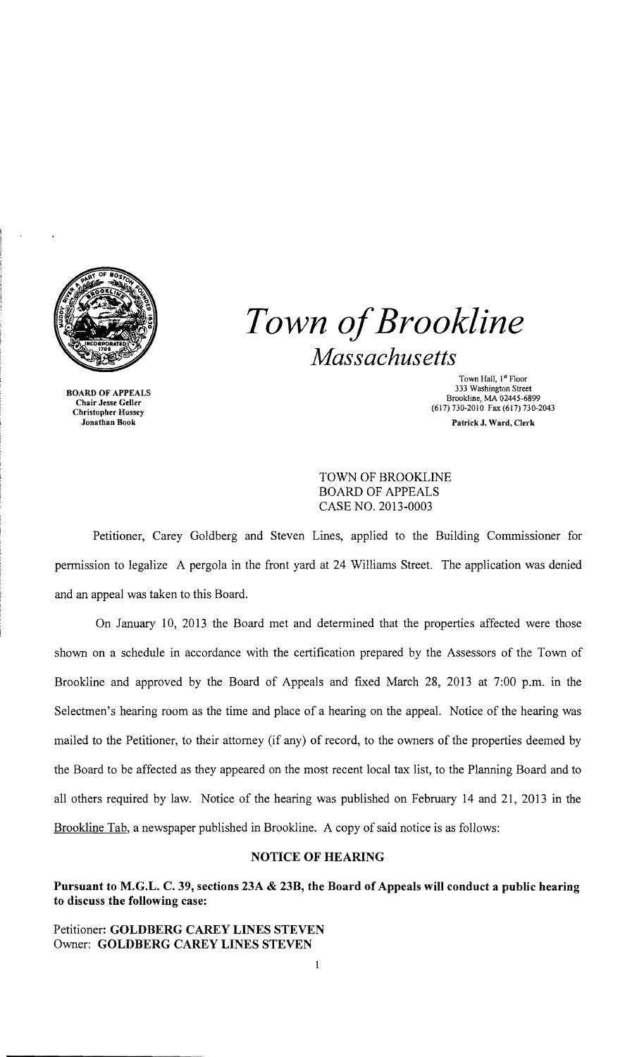# *Town of Brookline*
## *Massachusetts*

BOARD OF APPEALS
Chair Jesse Geller
Christopher Hussey
Jonathan Book

Town Hall, 1st Floor
333 Washington Street
Brookline, MA 02445-6899
(617) 730-2010 Fax (617) 730-2043
Patrick J. Ward, Clerk

TOWN OF BROOKLINE
BOARD OF APPEALS
CASE NO. 2013-0003

Petitioner, Carey Goldberg and Steven Lines, applied to the Building Commissioner for permission to legalize A pergola in the front yard at 24 Williams Street. The application was denied and an appeal was taken to this Board.

On January 10, 2013 the Board met and determined that the properties affected were those shown on a schedule in accordance with the certification prepared by the Assessors of the Town of Brookline and approved by the Board of Appeals and fixed March 28, 2013 at 7:00 p.m. in the Selectmen's hearing room as the time and place of a hearing on the appeal. Notice of the hearing was mailed to the Petitioner, to their attorney (if any) of record, to the owners of the properties deemed by the Board to be affected as they appeared on the most recent local tax list, to the Planning Board and to all others required by law. Notice of the hearing was published on February 14 and 21, 2013 in the Brookline Tab, a newspaper published in Brookline. A copy of said notice is as follows:

**NOTICE OF HEARING**

**Pursuant to M.G.L. C. 39, sections 23A & 23B, the Board of Appeals will conduct a public hearing to discuss the following case:**

Petitioner: **GOLDBERG CAREY LINES STEVEN**
Owner: **GOLDBERG CAREY LINES STEVEN**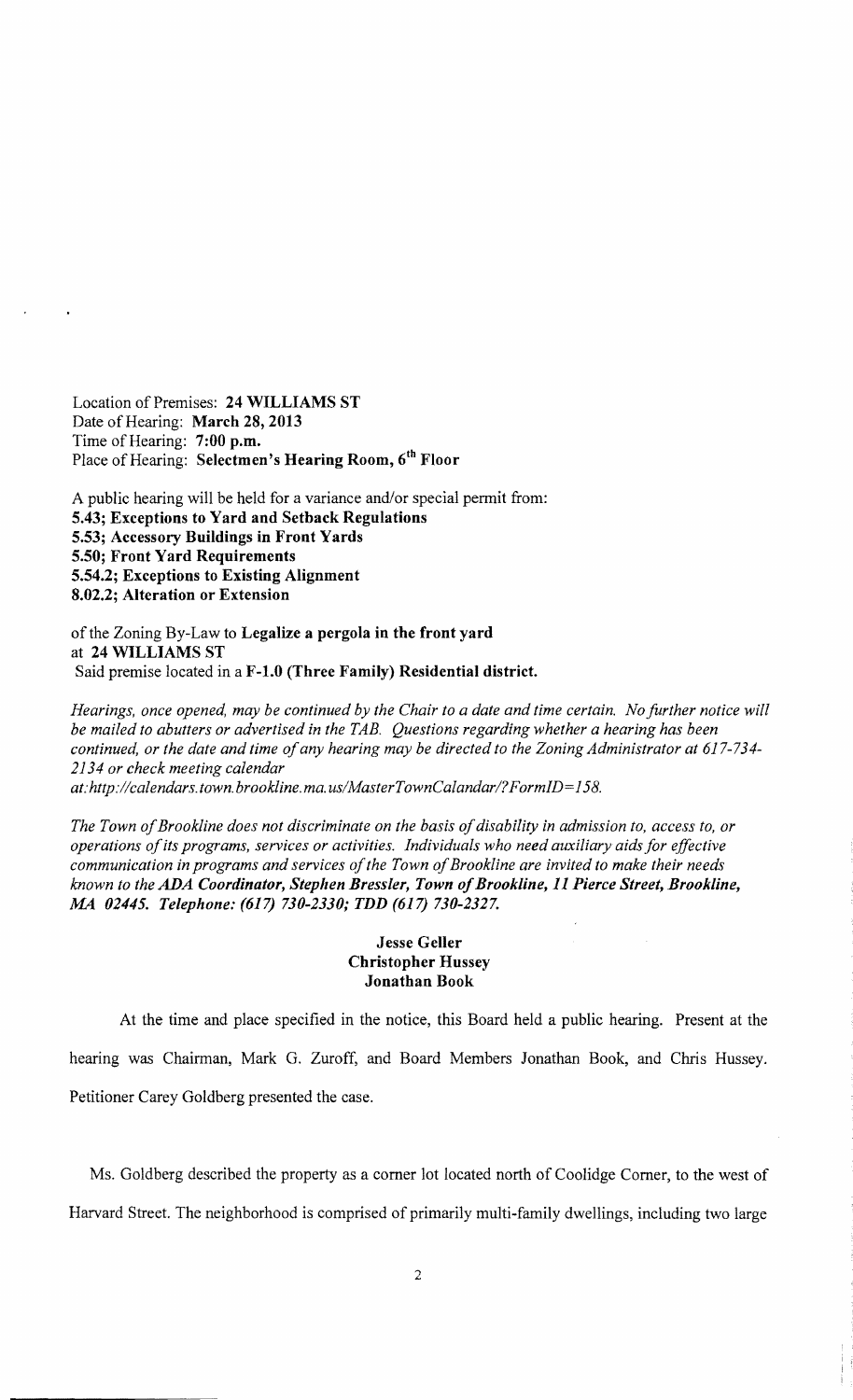Location of Premises: **24 WILLIAMS ST**
Date of Hearing: **March 28, 2013**
Time of Hearing: **7:00 p.m.**
Place of Hearing: **Selectmen's Hearing Room, 6th Floor**

A public hearing will be held for a variance and/or special permit from:
**5.43; Exceptions to Yard and Setback Regulations**
**5.53; Accessory Buildings in Front Yards**
**5.50; Front Yard Requirements**
**5.54.2; Exceptions to Existing Alignment**
**8.02.2; Alteration or Extension**

of the Zoning By-Law to **Legalize a pergola in the front yard** at **24 WILLIAMS ST**
Said premise located in a **F-1.0 (Three Family) Residential district.**

*Hearings, once opened, may be continued by the Chair to a date and time certain. No further notice will be mailed to abutters or advertised in the TAB. Questions regarding whether a hearing has been continued, or the date and time of any hearing may be directed to the Zoning Administrator at 617-734-2134 or check meeting calendar at:http://calendars.town.brookline.ma.us/MasterTownCalandar/?FormID=158.*

*The Town of Brookline does not discriminate on the basis of disability in admission to, access to, or operations of its programs, services or activities. Individuals who need auxiliary aids for effective communication in programs and services of the Town of Brookline are invited to make their needs known to the* ***ADA Coordinator, Stephen Bressler, Town of Brookline, 11 Pierce Street, Brookline, MA 02445. Telephone: (617) 730-2330; TDD (617) 730-2327.***

**Jesse Geller**
**Christopher Hussey**
**Jonathan Book**

At the time and place specified in the notice, this Board held a public hearing. Present at the hearing was Chairman, Mark G. Zuroff, and Board Members Jonathan Book, and Chris Hussey. Petitioner Carey Goldberg presented the case.

Ms. Goldberg described the property as a corner lot located north of Coolidge Corner, to the west of Harvard Street. The neighborhood is comprised of primarily multi-family dwellings, including two large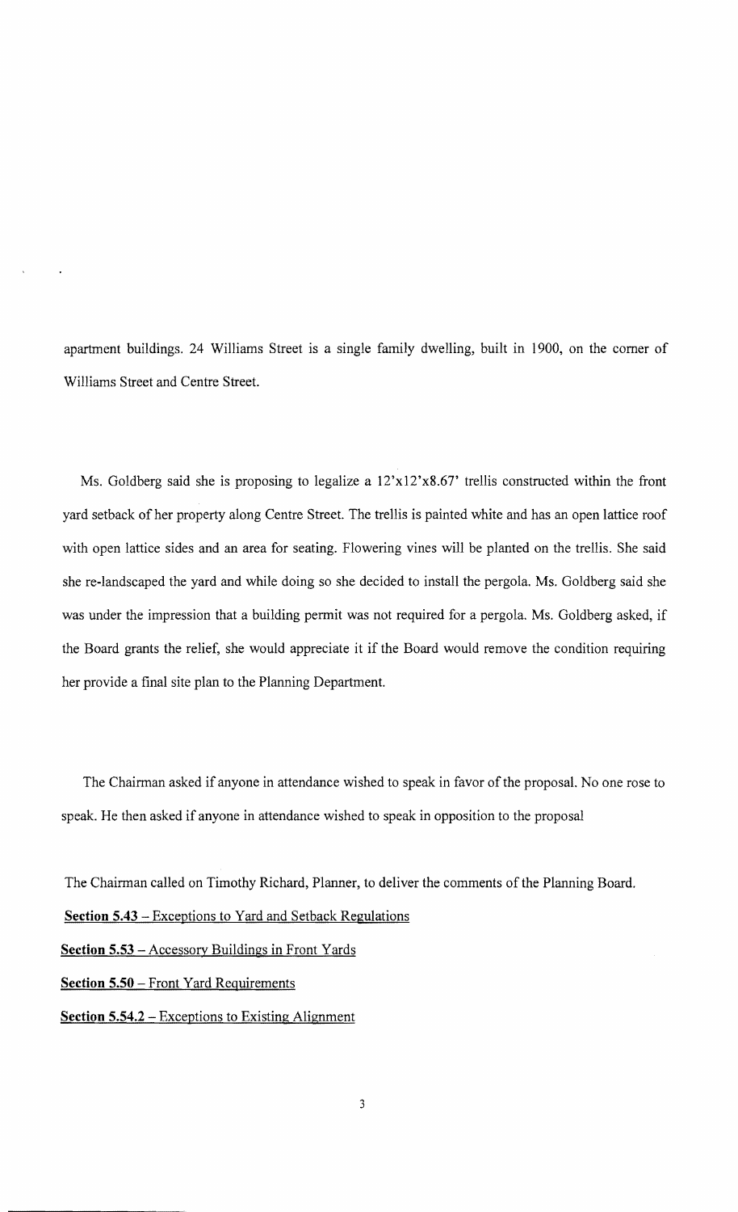apartment buildings. 24 Williams Street is a single family dwelling, built in 1900, on the corner of Williams Street and Centre Street.

Ms. Goldberg said she is proposing to legalize a 12'x12'x8.67' trellis constructed within the front yard setback of her property along Centre Street. The trellis is painted white and has an open lattice roof with open lattice sides and an area for seating. Flowering vines will be planted on the trellis. She said she re-landscaped the yard and while doing so she decided to install the pergola. Ms. Goldberg said she was under the impression that a building permit was not required for a pergola. Ms. Goldberg asked, if the Board grants the relief, she would appreciate it if the Board would remove the condition requiring her provide a final site plan to the Planning Department.

The Chairman asked if anyone in attendance wished to speak in favor of the proposal. No one rose to speak. He then asked if anyone in attendance wished to speak in opposition to the proposal

The Chairman called on Timothy Richard, Planner, to deliver the comments of the Planning Board.

**<u>Section 5.43</u>** <u>– Exceptions to Yard and Setback Regulations</u>

**<u>Section 5.53</u>** <u>– Accessory Buildings in Front Yards</u>

**<u>Section 5.50</u>** <u>– Front Yard Requirements</u>

**<u>Section 5.54.2</u>** <u>– Exceptions to Existing Alignment</u>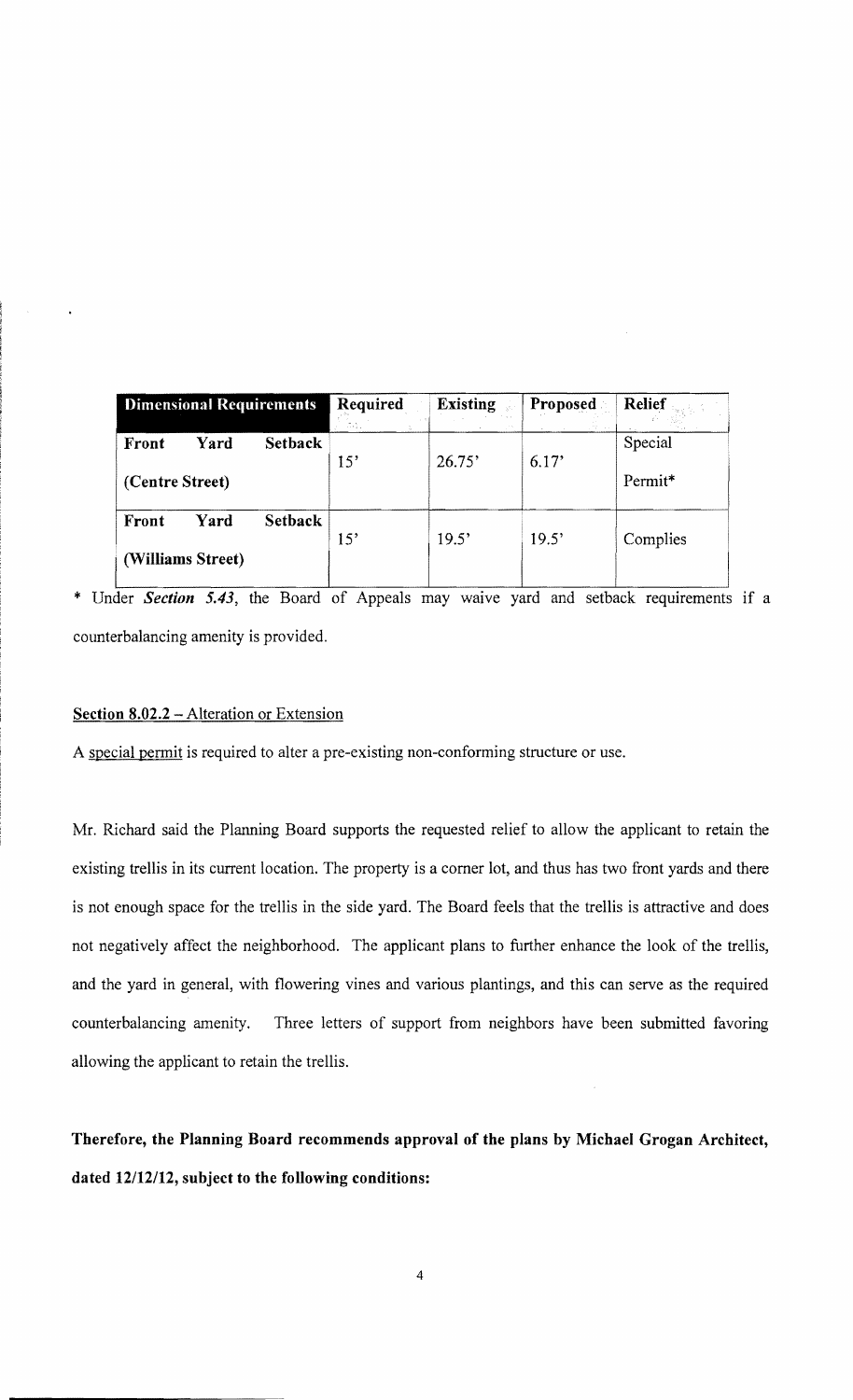| Dimensional Requirements | Required | Existing | Proposed | Relief |
|---|---|---|---|---|
| **Front Yard Setback (Centre Street)** | 15' | 26.75' | 6.17' | Special Permit* |
| **Front Yard Setback (Williams Street)** | 15' | 19.5' | 19.5' | Complies |

\* Under ***Section 5.43***, the Board of Appeals may waive yard and setback requirements if a counterbalancing amenity is provided.

<u>**Section 8.02.2**</u> <u>– Alteration or Extension</u>

A <u>special permit</u> is required to alter a pre-existing non-conforming structure or use.

Mr. Richard said the Planning Board supports the requested relief to allow the applicant to retain the existing trellis in its current location. The property is a corner lot, and thus has two front yards and there is not enough space for the trellis in the side yard. The Board feels that the trellis is attractive and does not negatively affect the neighborhood. The applicant plans to further enhance the look of the trellis, and the yard in general, with flowering vines and various plantings, and this can serve as the required counterbalancing amenity. Three letters of support from neighbors have been submitted favoring allowing the applicant to retain the trellis.

**Therefore, the Planning Board recommends approval of the plans by Michael Grogan Architect, dated 12/12/12, subject to the following conditions:**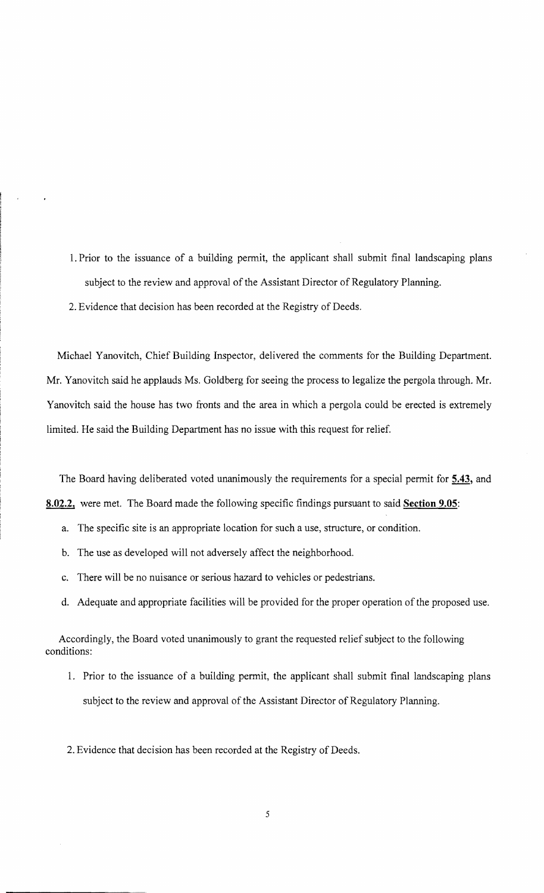1. Prior to the issuance of a building permit, the applicant shall submit final landscaping plans subject to the review and approval of the Assistant Director of Regulatory Planning.
2. Evidence that decision has been recorded at the Registry of Deeds.

Michael Yanovitch, Chief Building Inspector, delivered the comments for the Building Department. Mr. Yanovitch said he applauds Ms. Goldberg for seeing the process to legalize the pergola through. Mr. Yanovitch said the house has two fronts and the area in which a pergola could be erected is extremely limited. He said the Building Department has no issue with this request for relief.

The Board having deliberated voted unanimously the requirements for a special permit for **5.43,** and **8.02.2,** were met. The Board made the following specific findings pursuant to said **Section 9.05**:

a. The specific site is an appropriate location for such a use, structure, or condition.
b. The use as developed will not adversely affect the neighborhood.
c. There will be no nuisance or serious hazard to vehicles or pedestrians.
d. Adequate and appropriate facilities will be provided for the proper operation of the proposed use.

Accordingly, the Board voted unanimously to grant the requested relief subject to the following conditions:

1. Prior to the issuance of a building permit, the applicant shall submit final landscaping plans subject to the review and approval of the Assistant Director of Regulatory Planning.
2. Evidence that decision has been recorded at the Registry of Deeds.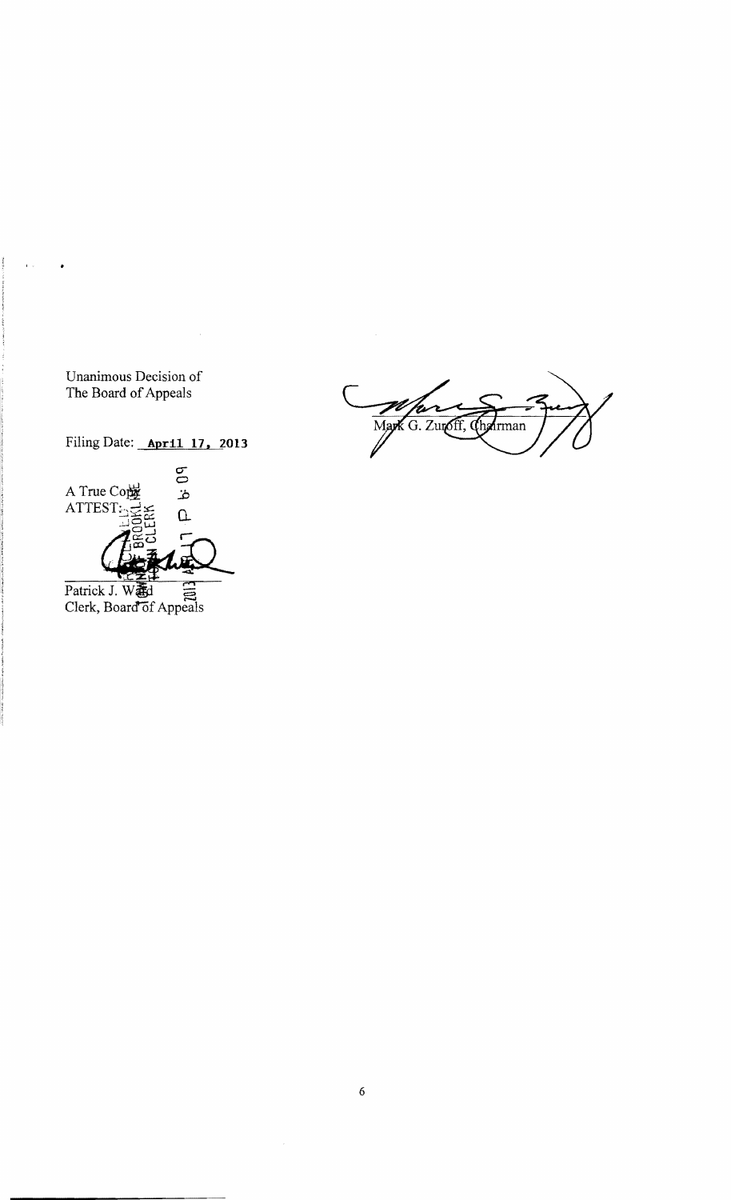Unanimous Decision of
The Board of Appeals

Mark G. Zuroff, Chairman

Filing Date: **April 17, 2013**

A True Copy
ATTEST:

Patrick J. Ward
Clerk, Board of Appeals